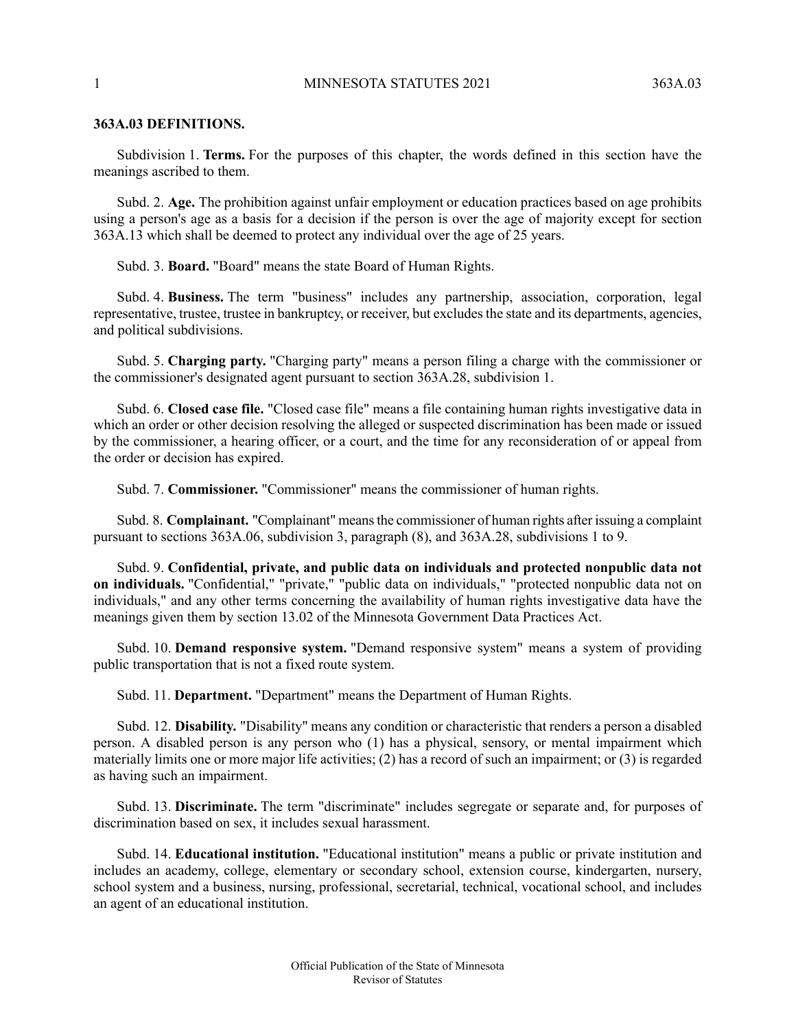## 363A.03 DEFINITIONS.

Subdivision 1. **Terms.** For the purposes of this chapter, the words defined in this section have the meanings ascribed to them.

Subd. 2. **Age.** The prohibition against unfair employment or education practices based on age prohibits using a person's age as a basis for a decision if the person is over the age of majority except for section 363A.13 which shall be deemed to protect any individual over the age of 25 years.

Subd. 3. **Board.** "Board" means the state Board of Human Rights.

Subd. 4. **Business.** The term "business" includes any partnership, association, corporation, legal representative, trustee, trustee in bankruptcy, or receiver, but excludes the state and its departments, agencies, and political subdivisions.

Subd. 5. **Charging party.** "Charging party" means a person filing a charge with the commissioner or the commissioner's designated agent pursuant to section 363A.28, subdivision 1.

Subd. 6. **Closed case file.** "Closed case file" means a file containing human rights investigative data in which an order or other decision resolving the alleged or suspected discrimination has been made or issued by the commissioner, a hearing officer, or a court, and the time for any reconsideration of or appeal from the order or decision has expired.

Subd. 7. **Commissioner.** "Commissioner" means the commissioner of human rights.

Subd. 8. **Complainant.** "Complainant" means the commissioner of human rights after issuing a complaint pursuant to sections 363A.06, subdivision 3, paragraph (8), and 363A.28, subdivisions 1 to 9.

Subd. 9. **Confidential, private, and public data on individuals and protected nonpublic data not on individuals.** "Confidential," "private," "public data on individuals," "protected nonpublic data not on individuals," and any other terms concerning the availability of human rights investigative data have the meanings given them by section 13.02 of the Minnesota Government Data Practices Act.

Subd. 10. **Demand responsive system.** "Demand responsive system" means a system of providing public transportation that is not a fixed route system.

Subd. 11. **Department.** "Department" means the Department of Human Rights.

Subd. 12. **Disability.** "Disability" means any condition or characteristic that renders a person a disabled person. A disabled person is any person who (1) has a physical, sensory, or mental impairment which materially limits one or more major life activities; (2) has a record of such an impairment; or (3) is regarded as having such an impairment.

Subd. 13. **Discriminate.** The term "discriminate" includes segregate or separate and, for purposes of discrimination based on sex, it includes sexual harassment.

Subd. 14. **Educational institution.** "Educational institution" means a public or private institution and includes an academy, college, elementary or secondary school, extension course, kindergarten, nursery, school system and a business, nursing, professional, secretarial, technical, vocational school, and includes an agent of an educational institution.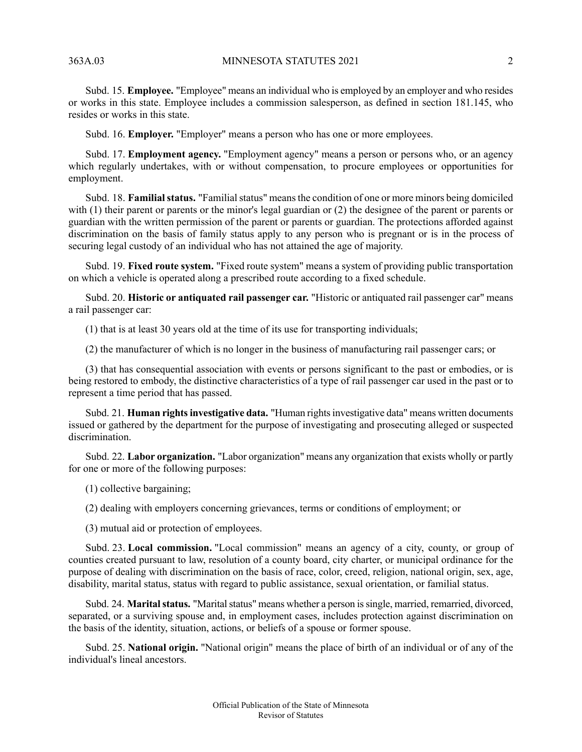Subd. 15. **Employee.** "Employee" means an individual who is employed by an employer and who resides or works in this state. Employee includes a commission salesperson, as defined in section 181.145, who resides or works in this state.

Subd. 16. **Employer.** "Employer" means a person who has one or more employees.

Subd. 17. **Employment agency.** "Employment agency" means a person or persons who, or an agency which regularly undertakes, with or without compensation, to procure employees or opportunities for employment.

Subd. 18. **Familial status.** "Familial status" means the condition of one or more minors being domiciled with (1) their parent or parents or the minor's legal guardian or (2) the designee of the parent or parents or guardian with the written permission of the parent or parents or guardian. The protections afforded against discrimination on the basis of family status apply to any person who is pregnant or is in the process of securing legal custody of an individual who has not attained the age of majority.

Subd. 19. **Fixed route system.** "Fixed route system" means a system of providing public transportation on which a vehicle is operated along a prescribed route according to a fixed schedule.

Subd. 20. **Historic or antiquated rail passenger car.** "Historic or antiquated rail passenger car" means a rail passenger car:

(1) that is at least 30 years old at the time of its use for transporting individuals;

(2) the manufacturer of which is no longer in the business of manufacturing rail passenger cars; or

(3) that has consequential association with events or persons significant to the past or embodies, or is being restored to embody, the distinctive characteristics of a type of rail passenger car used in the past or to represent a time period that has passed.

Subd. 21. **Human rights investigative data.** "Human rights investigative data" means written documents issued or gathered by the department for the purpose of investigating and prosecuting alleged or suspected discrimination.

Subd. 22. **Labor organization.** "Labor organization" means any organization that exists wholly or partly for one or more of the following purposes:

(1) collective bargaining;

(2) dealing with employers concerning grievances, terms or conditions of employment; or

(3) mutual aid or protection of employees.

Subd. 23. **Local commission.** "Local commission" means an agency of a city, county, or group of counties created pursuant to law, resolution of a county board, city charter, or municipal ordinance for the purpose of dealing with discrimination on the basis of race, color, creed, religion, national origin, sex, age, disability, marital status, status with regard to public assistance, sexual orientation, or familial status.

Subd. 24. **Marital status.** "Marital status" means whether a person is single, married, remarried, divorced, separated, or a surviving spouse and, in employment cases, includes protection against discrimination on the basis of the identity, situation, actions, or beliefs of a spouse or former spouse.

Subd. 25. **National origin.** "National origin" means the place of birth of an individual or of any of the individual's lineal ancestors.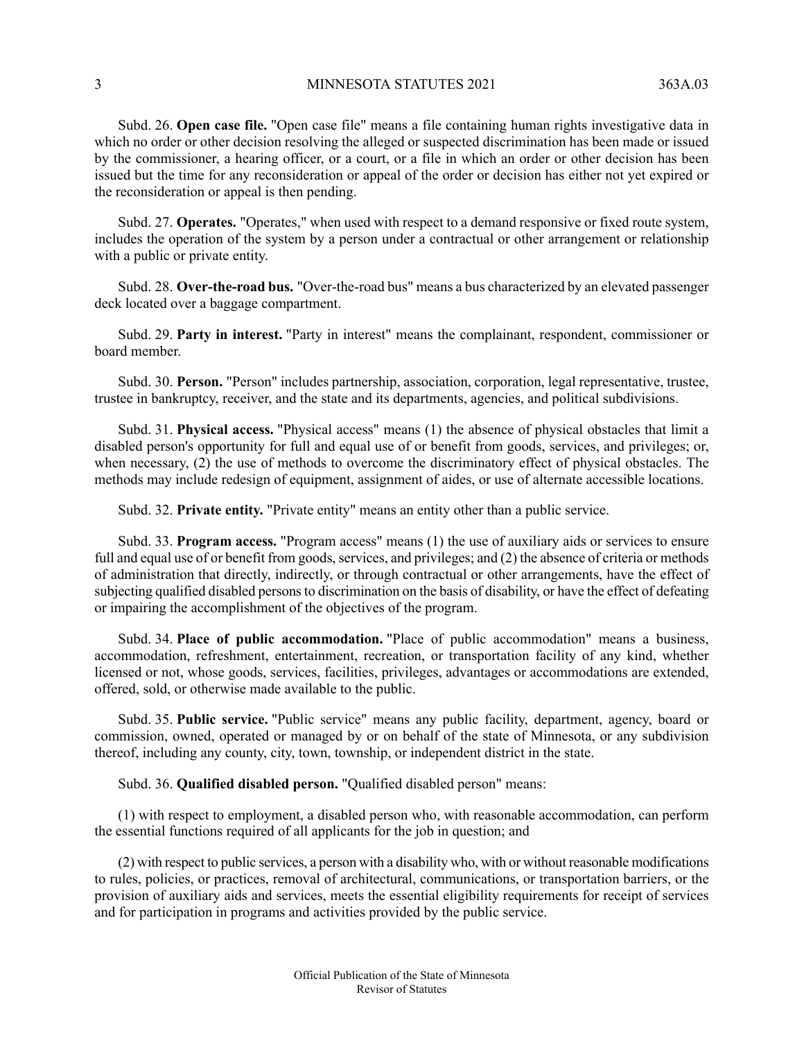Subd. 26. **Open case file.** "Open case file" means a file containing human rights investigative data in which no order or other decision resolving the alleged or suspected discrimination has been made or issued by the commissioner, a hearing officer, or a court, or a file in which an order or other decision has been issued but the time for any reconsideration or appeal of the order or decision has either not yet expired or the reconsideration or appeal is then pending.

Subd. 27. **Operates.** "Operates," when used with respect to a demand responsive or fixed route system, includes the operation of the system by a person under a contractual or other arrangement or relationship with a public or private entity.

Subd. 28. **Over-the-road bus.** "Over-the-road bus" means a bus characterized by an elevated passenger deck located over a baggage compartment.

Subd. 29. **Party in interest.** "Party in interest" means the complainant, respondent, commissioner or board member.

Subd. 30. **Person.** "Person" includes partnership, association, corporation, legal representative, trustee, trustee in bankruptcy, receiver, and the state and its departments, agencies, and political subdivisions.

Subd. 31. **Physical access.** "Physical access" means (1) the absence of physical obstacles that limit a disabled person's opportunity for full and equal use of or benefit from goods, services, and privileges; or, when necessary, (2) the use of methods to overcome the discriminatory effect of physical obstacles. The methods may include redesign of equipment, assignment of aides, or use of alternate accessible locations.

Subd. 32. **Private entity.** "Private entity" means an entity other than a public service.

Subd. 33. **Program access.** "Program access" means (1) the use of auxiliary aids or services to ensure full and equal use of or benefit from goods, services, and privileges; and (2) the absence of criteria or methods of administration that directly, indirectly, or through contractual or other arrangements, have the effect of subjecting qualified disabled persons to discrimination on the basis of disability, or have the effect of defeating or impairing the accomplishment of the objectives of the program.

Subd. 34. **Place of public accommodation.** "Place of public accommodation" means a business, accommodation, refreshment, entertainment, recreation, or transportation facility of any kind, whether licensed or not, whose goods, services, facilities, privileges, advantages or accommodations are extended, offered, sold, or otherwise made available to the public.

Subd. 35. **Public service.** "Public service" means any public facility, department, agency, board or commission, owned, operated or managed by or on behalf of the state of Minnesota, or any subdivision thereof, including any county, city, town, township, or independent district in the state.

Subd. 36. **Qualified disabled person.** "Qualified disabled person" means:

(1) with respect to employment, a disabled person who, with reasonable accommodation, can perform the essential functions required of all applicants for the job in question; and

(2) with respect to public services, a person with a disability who, with or without reasonable modifications to rules, policies, or practices, removal of architectural, communications, or transportation barriers, or the provision of auxiliary aids and services, meets the essential eligibility requirements for receipt of services and for participation in programs and activities provided by the public service.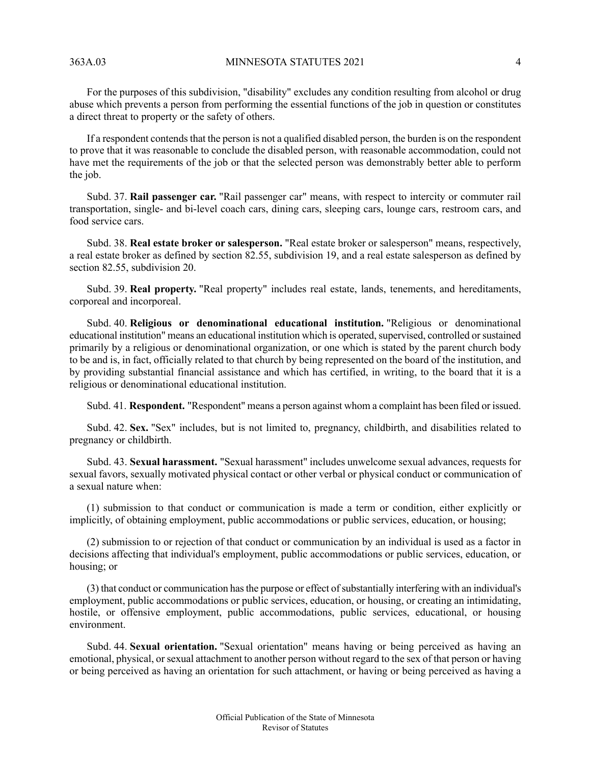For the purposes of this subdivision, "disability" excludes any condition resulting from alcohol or drug abuse which prevents a person from performing the essential functions of the job in question or constitutes a direct threat to property or the safety of others.

If a respondent contends that the person is not a qualified disabled person, the burden is on the respondent to prove that it was reasonable to conclude the disabled person, with reasonable accommodation, could not have met the requirements of the job or that the selected person was demonstrably better able to perform the job.

Subd. 37. **Rail passenger car.** "Rail passenger car" means, with respect to intercity or commuter rail transportation, single- and bi-level coach cars, dining cars, sleeping cars, lounge cars, restroom cars, and food service cars.

Subd. 38. **Real estate broker or salesperson.** "Real estate broker or salesperson" means, respectively, a real estate broker as defined by section 82.55, subdivision 19, and a real estate salesperson as defined by section 82.55, subdivision 20.

Subd. 39. **Real property.** "Real property" includes real estate, lands, tenements, and hereditaments, corporeal and incorporeal.

Subd. 40. **Religious or denominational educational institution.** "Religious or denominational educational institution" means an educational institution which is operated, supervised, controlled or sustained primarily by a religious or denominational organization, or one which is stated by the parent church body to be and is, in fact, officially related to that church by being represented on the board of the institution, and by providing substantial financial assistance and which has certified, in writing, to the board that it is a religious or denominational educational institution.

Subd. 41. **Respondent.** "Respondent" means a person against whom a complaint has been filed or issued.

Subd. 42. **Sex.** "Sex" includes, but is not limited to, pregnancy, childbirth, and disabilities related to pregnancy or childbirth.

Subd. 43. **Sexual harassment.** "Sexual harassment" includes unwelcome sexual advances, requests for sexual favors, sexually motivated physical contact or other verbal or physical conduct or communication of a sexual nature when:

(1) submission to that conduct or communication is made a term or condition, either explicitly or implicitly, of obtaining employment, public accommodations or public services, education, or housing;

(2) submission to or rejection of that conduct or communication by an individual is used as a factor in decisions affecting that individual's employment, public accommodations or public services, education, or housing; or

(3) that conduct or communication has the purpose or effect of substantially interfering with an individual's employment, public accommodations or public services, education, or housing, or creating an intimidating, hostile, or offensive employment, public accommodations, public services, educational, or housing environment.

Subd. 44. **Sexual orientation.** "Sexual orientation" means having or being perceived as having an emotional, physical, or sexual attachment to another person without regard to the sex of that person or having or being perceived as having an orientation for such attachment, or having or being perceived as having a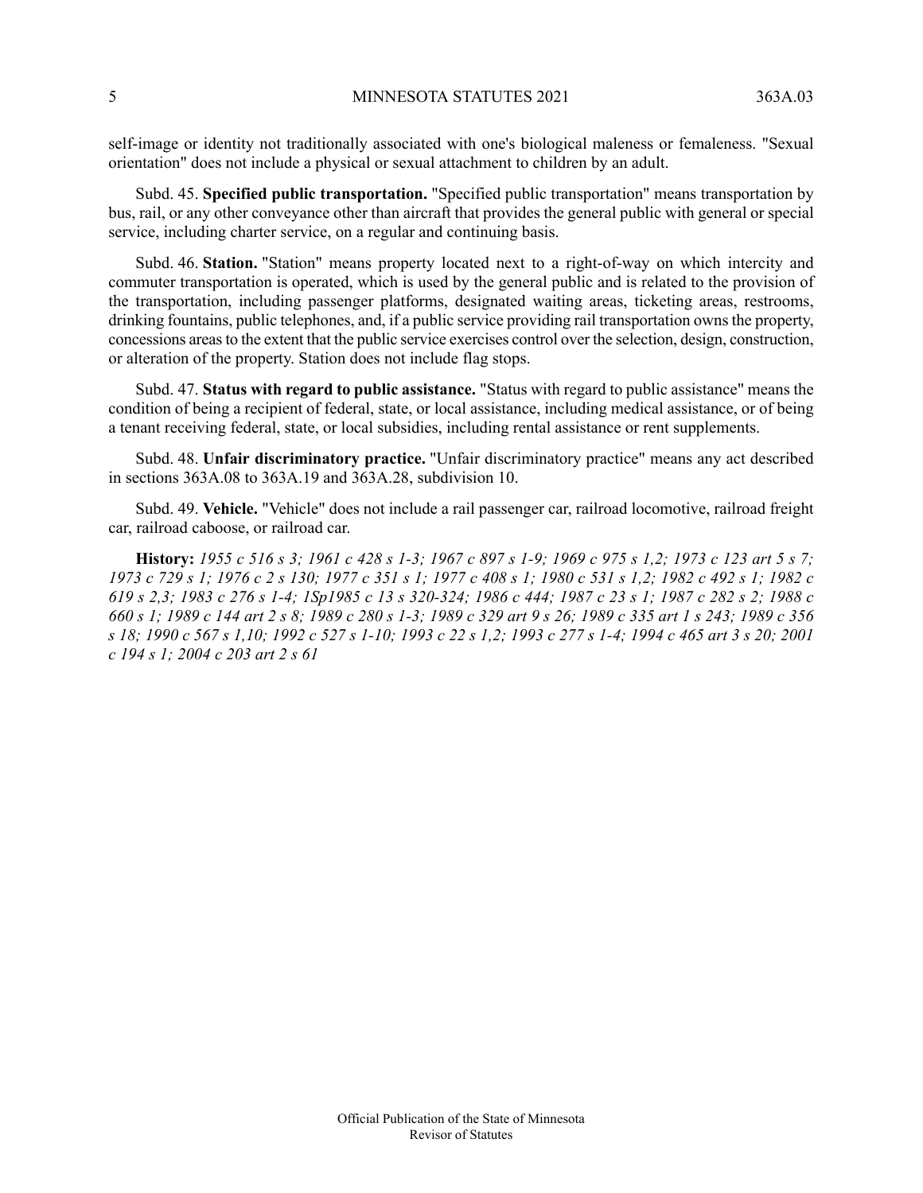self-image or identity not traditionally associated with one's biological maleness or femaleness. "Sexual orientation" does not include a physical or sexual attachment to children by an adult.

Subd. 45. **Specified public transportation.** "Specified public transportation" means transportation by bus, rail, or any other conveyance other than aircraft that provides the general public with general or special service, including charter service, on a regular and continuing basis.

Subd. 46. **Station.** "Station" means property located next to a right-of-way on which intercity and commuter transportation is operated, which is used by the general public and is related to the provision of the transportation, including passenger platforms, designated waiting areas, ticketing areas, restrooms, drinking fountains, public telephones, and, if a public service providing rail transportation owns the property, concessions areas to the extent that the public service exercises control over the selection, design, construction, or alteration of the property. Station does not include flag stops.

Subd. 47. **Status with regard to public assistance.** "Status with regard to public assistance" means the condition of being a recipient of federal, state, or local assistance, including medical assistance, or of being a tenant receiving federal, state, or local subsidies, including rental assistance or rent supplements.

Subd. 48. **Unfair discriminatory practice.** "Unfair discriminatory practice" means any act described in sections 363A.08 to 363A.19 and 363A.28, subdivision 10.

Subd. 49. **Vehicle.** "Vehicle" does not include a rail passenger car, railroad locomotive, railroad freight car, railroad caboose, or railroad car.

**History:** *1955 c 516 s 3; 1961 c 428 s 1-3; 1967 c 897 s 1-9; 1969 c 975 s 1,2; 1973 c 123 art 5 s 7; 1973 c 729 s 1; 1976 c 2 s 130; 1977 c 351 s 1; 1977 c 408 s 1; 1980 c 531 s 1,2; 1982 c 492 s 1; 1982 c 619 s 2,3; 1983 c 276 s 1-4; 1Sp1985 c 13 s 320-324; 1986 c 444; 1987 c 23 s 1; 1987 c 282 s 2; 1988 c 660 s 1; 1989 c 144 art 2 s 8; 1989 c 280 s 1-3; 1989 c 329 art 9 s 26; 1989 c 335 art 1 s 243; 1989 c 356 s 18; 1990 c 567 s 1,10; 1992 c 527 s 1-10; 1993 c 22 s 1,2; 1993 c 277 s 1-4; 1994 c 465 art 3 s 20; 2001 c 194 s 1; 2004 c 203 art 2 s 61*